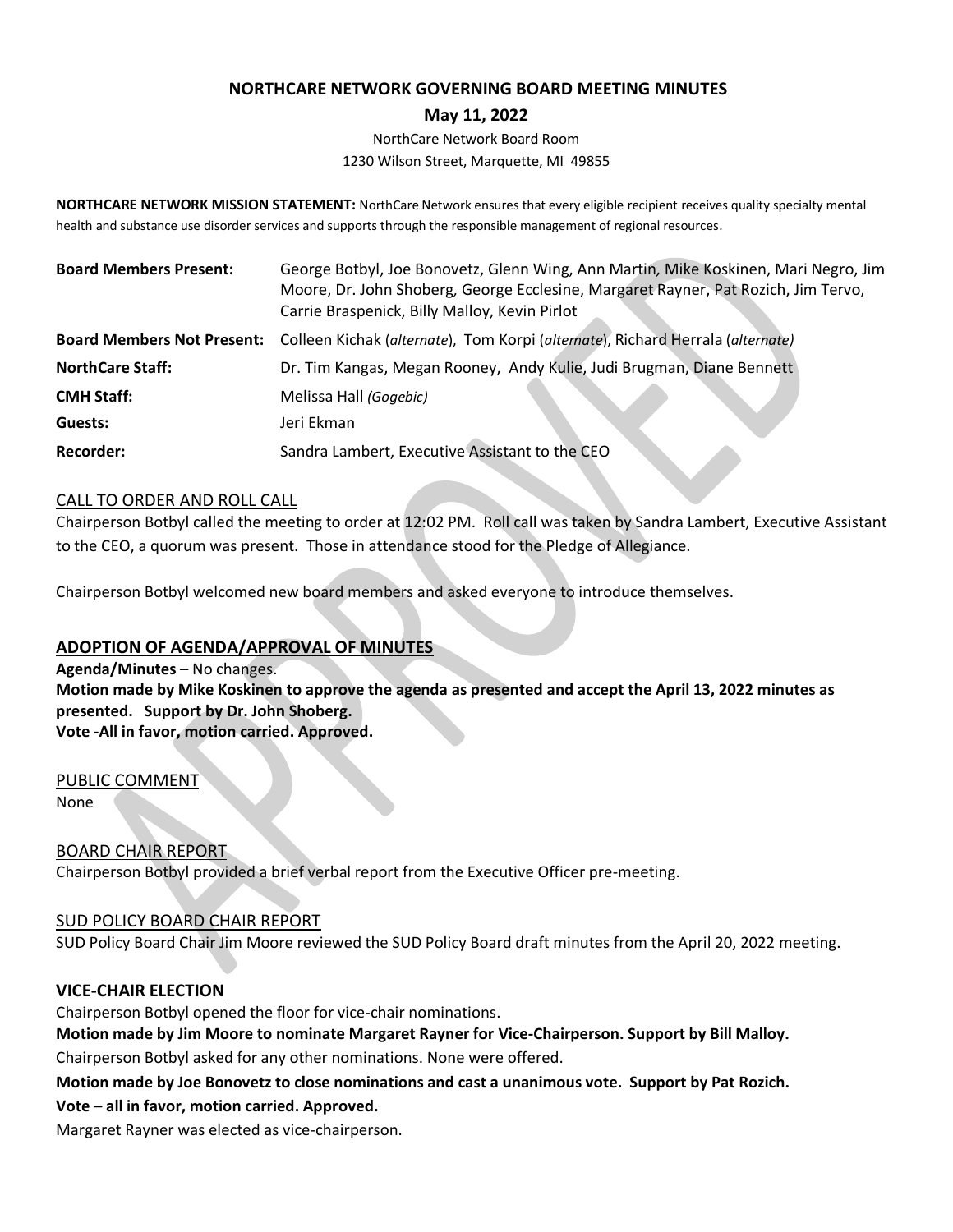# NORTHCARE NETWORK GOVERNING BOARD MEETING MINUTES

## May 11, 2022

NorthCare Network Board Room
1230 Wilson Street, Marquette, MI 49855

**NORTHCARE NETWORK MISSION STATEMENT:** NorthCare Network ensures that every eligible recipient receives quality specialty mental health and substance use disorder services and supports through the responsible management of regional resources.

| | |
|---|---|
| **Board Members Present:** | George Botbyl, Joe Bonovetz, Glenn Wing, Ann Martin, Mike Koskinen, Mari Negro, Jim Moore, Dr. John Shoberg, George Ecclesine, Margaret Rayner, Pat Rozich, Jim Tervo, Carrie Braspenick, Billy Malloy, Kevin Pirlot |
| **Board Members Not Present:** | Colleen Kichak (*alternate*), Tom Korpi (*alternate*), Richard Herrala (*alternate*) |
| **NorthCare Staff:** | Dr. Tim Kangas, Megan Rooney, Andy Kulie, Judi Brugman, Diane Bennett |
| **CMH Staff:** | Melissa Hall *(Gogebic)* |
| **Guests:** | Jeri Ekman |
| **Recorder:** | Sandra Lambert, Executive Assistant to the CEO |

### CALL TO ORDER AND ROLL CALL

Chairperson Botbyl called the meeting to order at 12:02 PM. Roll call was taken by Sandra Lambert, Executive Assistant to the CEO, a quorum was present. Those in attendance stood for the Pledge of Allegiance.

Chairperson Botbyl welcomed new board members and asked everyone to introduce themselves.

### ADOPTION OF AGENDA/APPROVAL OF MINUTES

**Agenda/Minutes** – No changes.
**Motion made by Mike Koskinen to approve the agenda as presented and accept the April 13, 2022 minutes as presented. Support by Dr. John Shoberg.**
**Vote -All in favor, motion carried. Approved.**

### PUBLIC COMMENT

None

### BOARD CHAIR REPORT

Chairperson Botbyl provided a brief verbal report from the Executive Officer pre-meeting.

### SUD POLICY BOARD CHAIR REPORT

SUD Policy Board Chair Jim Moore reviewed the SUD Policy Board draft minutes from the April 20, 2022 meeting.

### VICE-CHAIR ELECTION

Chairperson Botbyl opened the floor for vice-chair nominations.

**Motion made by Jim Moore to nominate Margaret Rayner for Vice-Chairperson. Support by Bill Malloy.**

Chairperson Botbyl asked for any other nominations. None were offered.

**Motion made by Joe Bonovetz to close nominations and cast a unanimous vote. Support by Pat Rozich.**

**Vote – all in favor, motion carried. Approved.**

Margaret Rayner was elected as vice-chairperson.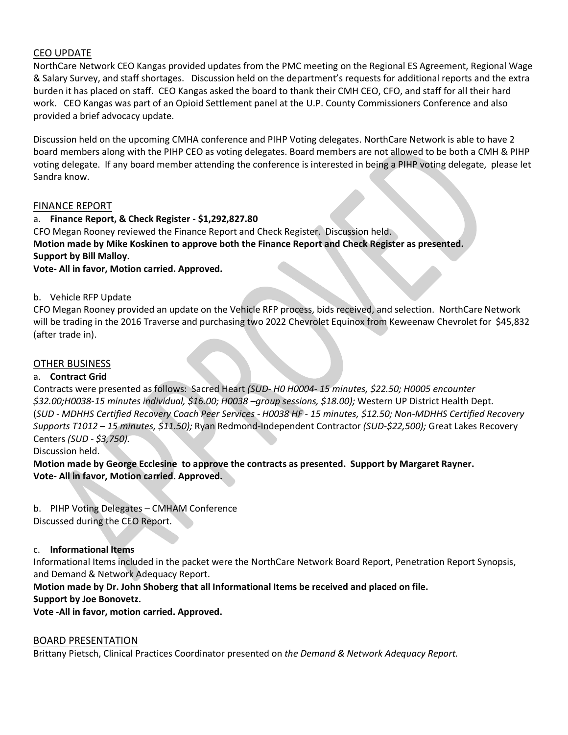## CEO UPDATE

NorthCare Network CEO Kangas provided updates from the PMC meeting on the Regional ES Agreement, Regional Wage & Salary Survey, and staff shortages. Discussion held on the department's requests for additional reports and the extra burden it has placed on staff. CEO Kangas asked the board to thank their CMH CEO, CFO, and staff for all their hard work. CEO Kangas was part of an Opioid Settlement panel at the U.P. County Commissioners Conference and also provided a brief advocacy update.

Discussion held on the upcoming CMHA conference and PIHP Voting delegates. NorthCare Network is able to have 2 board members along with the PIHP CEO as voting delegates. Board members are not allowed to be both a CMH & PIHP voting delegate. If any board member attending the conference is interested in being a PIHP voting delegate, please let Sandra know.

## FINANCE REPORT

a. **Finance Report, & Check Register - $1,292,827.80**

CFO Megan Rooney reviewed the Finance Report and Check Register. Discussion held.

**Motion made by Mike Koskinen to approve both the Finance Report and Check Register as presented.**

**Support by Bill Malloy.**

**Vote- All in favor, Motion carried. Approved.**

b. Vehicle RFP Update

CFO Megan Rooney provided an update on the Vehicle RFP process, bids received, and selection. NorthCare Network will be trading in the 2016 Traverse and purchasing two 2022 Chevrolet Equinox from Keweenaw Chevrolet for $45,832 (after trade in).

## OTHER BUSINESS

a. **Contract Grid**

Contracts were presented as follows: Sacred Heart *(SUD- H0 H0004- 15 minutes, $22.50; H0005 encounter $32.00;H0038-15 minutes individual, $16.00; H0038 –group sessions, $18.00);* Western UP District Health Dept. (*SUD - MDHHS Certified Recovery Coach Peer Services - H0038 HF - 15 minutes, $12.50; Non-MDHHS Certified Recovery Supports T1012 – 15 minutes, $11.50);* Ryan Redmond-Independent Contractor *(SUD-$22,500);* Great Lakes Recovery Centers *(SUD - $3,750).*

Discussion held.

**Motion made by George Ecclesine to approve the contracts as presented. Support by Margaret Rayner.**

**Vote- All in favor, Motion carried. Approved.**

b. PIHP Voting Delegates – CMHAM Conference

Discussed during the CEO Report.

c. **Informational Items**

Informational Items included in the packet were the NorthCare Network Board Report, Penetration Report Synopsis, and Demand & Network Adequacy Report.

**Motion made by Dr. John Shoberg that all Informational Items be received and placed on file.**

**Support by Joe Bonovetz.**

**Vote -All in favor, motion carried. Approved.**

## BOARD PRESENTATION

Brittany Pietsch, Clinical Practices Coordinator presented on *the Demand & Network Adequacy Report.*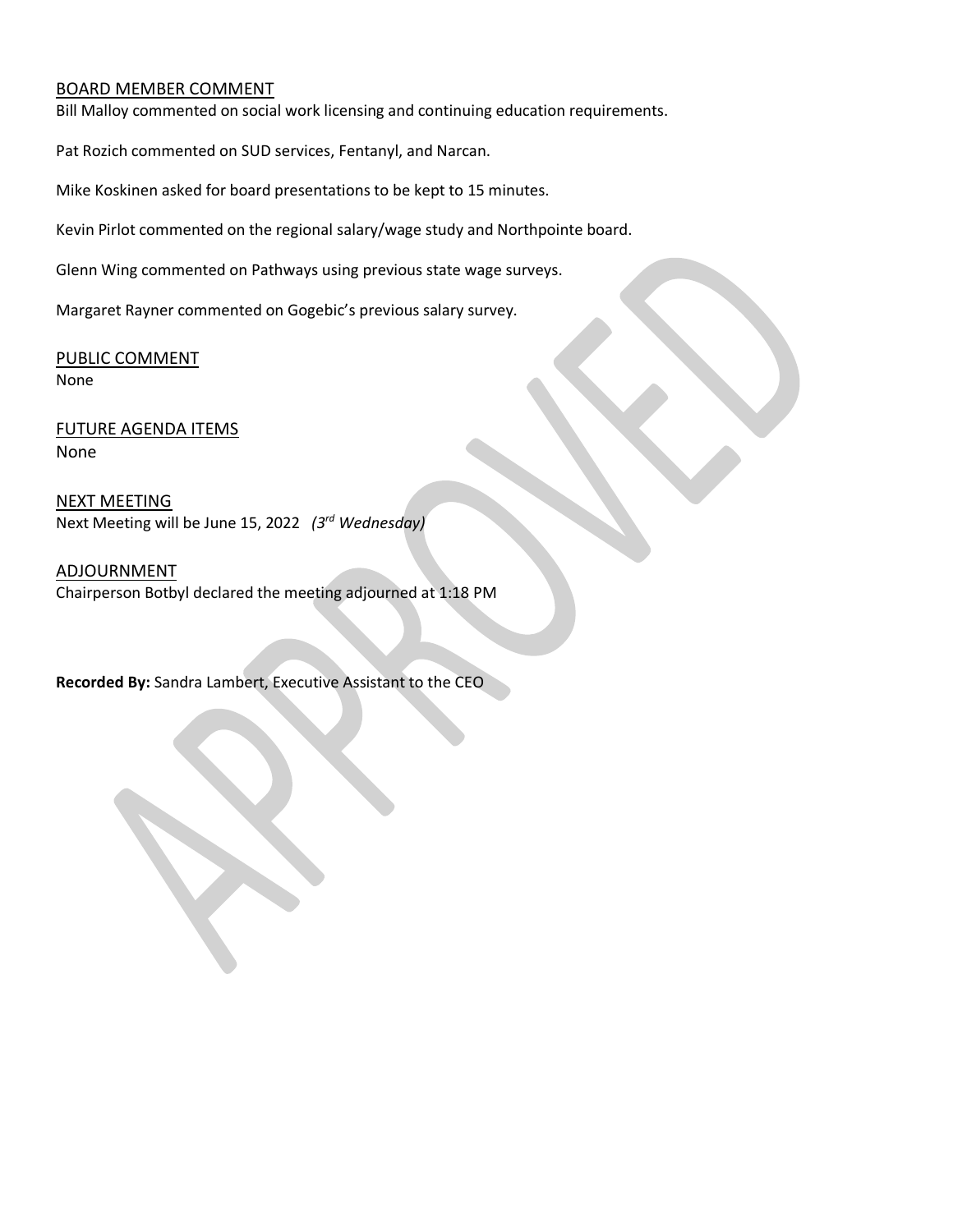BOARD MEMBER COMMENT

Bill Malloy commented on social work licensing and continuing education requirements.

Pat Rozich commented on SUD services, Fentanyl, and Narcan.

Mike Koskinen asked for board presentations to be kept to 15 minutes.

Kevin Pirlot commented on the regional salary/wage study and Northpointe board.

Glenn Wing commented on Pathways using previous state wage surveys.

Margaret Rayner commented on Gogebic's previous salary survey.

PUBLIC COMMENT

None

FUTURE AGENDA ITEMS

None

NEXT MEETING

Next Meeting will be June 15, 2022 *(3rd Wednesday)*

ADJOURNMENT

Chairperson Botbyl declared the meeting adjourned at 1:18 PM

**Recorded By:** Sandra Lambert, Executive Assistant to the CEO